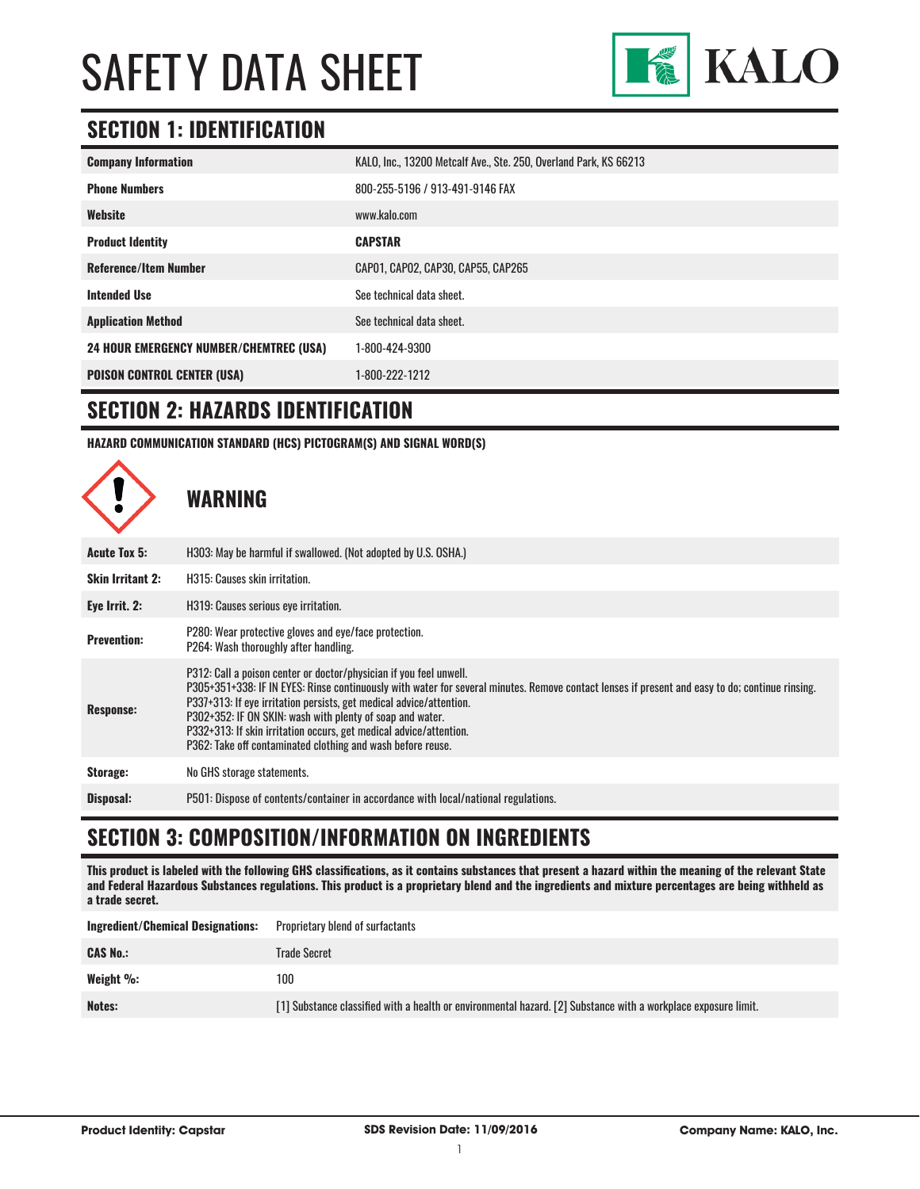# SAFETY DATA SHEET

KALO

## SECTION 1: IDENTIFICATION

| | |
|---|---|
| **Company Information** | KALO, Inc., 13200 Metcalf Ave., Ste. 250, Overland Park, KS 66213 |
| **Phone Numbers** | 800-255-5196 / 913-491-9146 FAX |
| **Website** | www.kalo.com |
| **Product Identity** | **CAPSTAR** |
| **Reference/Item Number** | CAP01, CAP02, CAP30, CAP55, CAP265 |
| **Intended Use** | See technical data sheet. |
| **Application Method** | See technical data sheet. |
| **24 HOUR EMERGENCY NUMBER/CHEMTREC (USA)** | 1-800-424-9300 |
| **POISON CONTROL CENTER (USA)** | 1-800-222-1212 |

## SECTION 2: HAZARDS IDENTIFICATION

**HAZARD COMMUNICATION STANDARD (HCS) PICTOGRAM(S) AND SIGNAL WORD(S)**

**WARNING**

| | |
|---|---|
| **Acute Tox 5:** | H303: May be harmful if swallowed. (Not adopted by U.S. OSHA.) |
| **Skin Irritant 2:** | H315: Causes skin irritation. |
| **Eye Irrit. 2:** | H319: Causes serious eye irritation. |
| **Prevention:** | P280: Wear protective gloves and eye/face protection.<br>P264: Wash thoroughly after handling. |
| **Response:** | P312: Call a poison center or doctor/physician if you feel unwell.<br>P305+351+338: IF IN EYES: Rinse continuously with water for several minutes. Remove contact lenses if present and easy to do; continue rinsing.<br>P337+313: If eye irritation persists, get medical advice/attention.<br>P302+352: IF ON SKIN: wash with plenty of soap and water.<br>P332+313: If skin irritation occurs, get medical advice/attention.<br>P362: Take off contaminated clothing and wash before reuse. |
| **Storage:** | No GHS storage statements. |
| **Disposal:** | P501: Dispose of contents/container in accordance with local/national regulations. |

## SECTION 3: COMPOSITION/INFORMATION ON INGREDIENTS

**This product is labeled with the following GHS classifications, as it contains substances that present a hazard within the meaning of the relevant State and Federal Hazardous Substances regulations. This product is a proprietary blend and the ingredients and mixture percentages are being withheld as a trade secret.**

| | |
|---|---|
| **Ingredient/Chemical Designations:** | Proprietary blend of surfactants |
| **CAS No.:** | Trade Secret |
| **Weight %:** | 100 |
| **Notes:** | [1] Substance classified with a health or environmental hazard. [2] Substance with a workplace exposure limit. |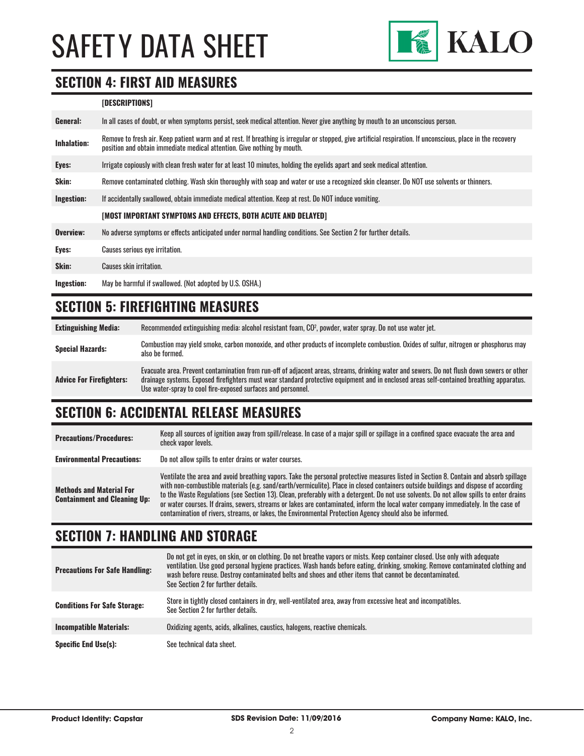## SECTION 4: FIRST AID MEASURES

| | [DESCRIPTIONS] |
|---|---|
| **General:** | In all cases of doubt, or when symptoms persist, seek medical attention. Never give anything by mouth to an unconscious person. |
| **Inhalation:** | Remove to fresh air. Keep patient warm and at rest. If breathing is irregular or stopped, give artificial respiration. If unconscious, place in the recovery position and obtain immediate medical attention. Give nothing by mouth. |
| **Eyes:** | Irrigate copiously with clean fresh water for at least 10 minutes, holding the eyelids apart and seek medical attention. |
| **Skin:** | Remove contaminated clothing. Wash skin thoroughly with soap and water or use a recognized skin cleanser. Do NOT use solvents or thinners. |
| **Ingestion:** | If accidentally swallowed, obtain immediate medical attention. Keep at rest. Do NOT induce vomiting. |
| | **[MOST IMPORTANT SYMPTOMS AND EFFECTS, BOTH ACUTE AND DELAYED]** |
| **Overview:** | No adverse symptoms or effects anticipated under normal handling conditions. See Section 2 for further details. |
| **Eyes:** | Causes serious eye irritation. |
| **Skin:** | Causes skin irritation. |
| **Ingestion:** | May be harmful if swallowed. (Not adopted by U.S. OSHA.) |

## SECTION 5: FIREFIGHTING MEASURES

| | |
|---|---|
| **Extinguishing Media:** | Recommended extinguishing media: alcohol resistant foam, $CO^2$, powder, water spray. Do not use water jet. |
| **Special Hazards:** | Combustion may yield smoke, carbon monoxide, and other products of incomplete combustion. Oxides of sulfur, nitrogen or phosphorus may also be formed. |
| **Advice For Firefighters:** | Evacuate area. Prevent contamination from run-off of adjacent areas, streams, drinking water and sewers. Do not flush down sewers or other drainage systems. Exposed firefighters must wear standard protective equipment and in enclosed areas self-contained breathing apparatus. Use water-spray to cool fire-exposed surfaces and personnel. |

## SECTION 6: ACCIDENTAL RELEASE MEASURES

| | |
|---|---|
| **Precautions/Procedures:** | Keep all sources of ignition away from spill/release. In case of a major spill or spillage in a confined space evacuate the area and check vapor levels. |
| **Environmental Precautions:** | Do not allow spills to enter drains or water courses. |
| **Methods and Material For Containment and Cleaning Up:** | Ventilate the area and avoid breathing vapors. Take the personal protective measures listed in Section 8. Contain and absorb spillage with non-combustible materials (e.g. sand/earth/vermiculite). Place in closed containers outside buildings and dispose of according to the Waste Regulations (see Section 13). Clean, preferably with a detergent. Do not use solvents. Do not allow spills to enter drains or water courses. If drains, sewers, streams or lakes are contaminated, inform the local water company immediately. In the case of contamination of rivers, streams, or lakes, the Environmental Protection Agency should also be informed. |

## SECTION 7: HANDLING AND STORAGE

| | |
|---|---|
| **Precautions For Safe Handling:** | Do not get in eyes, on skin, or on clothing. Do not breathe vapors or mists. Keep container closed. Use only with adequate ventilation. Use good personal hygiene practices. Wash hands before eating, drinking, smoking. Remove contaminated clothing and wash before reuse. Destroy contaminated belts and shoes and other items that cannot be decontaminated. See Section 2 for further details. |
| **Conditions For Safe Storage:** | Store in tightly closed containers in dry, well-ventilated area, away from excessive heat and incompatibles. See Section 2 for further details. |
| **Incompatible Materials:** | Oxidizing agents, acids, alkalines, caustics, halogens, reactive chemicals. |
| **Specific End Use(s):** | See technical data sheet. |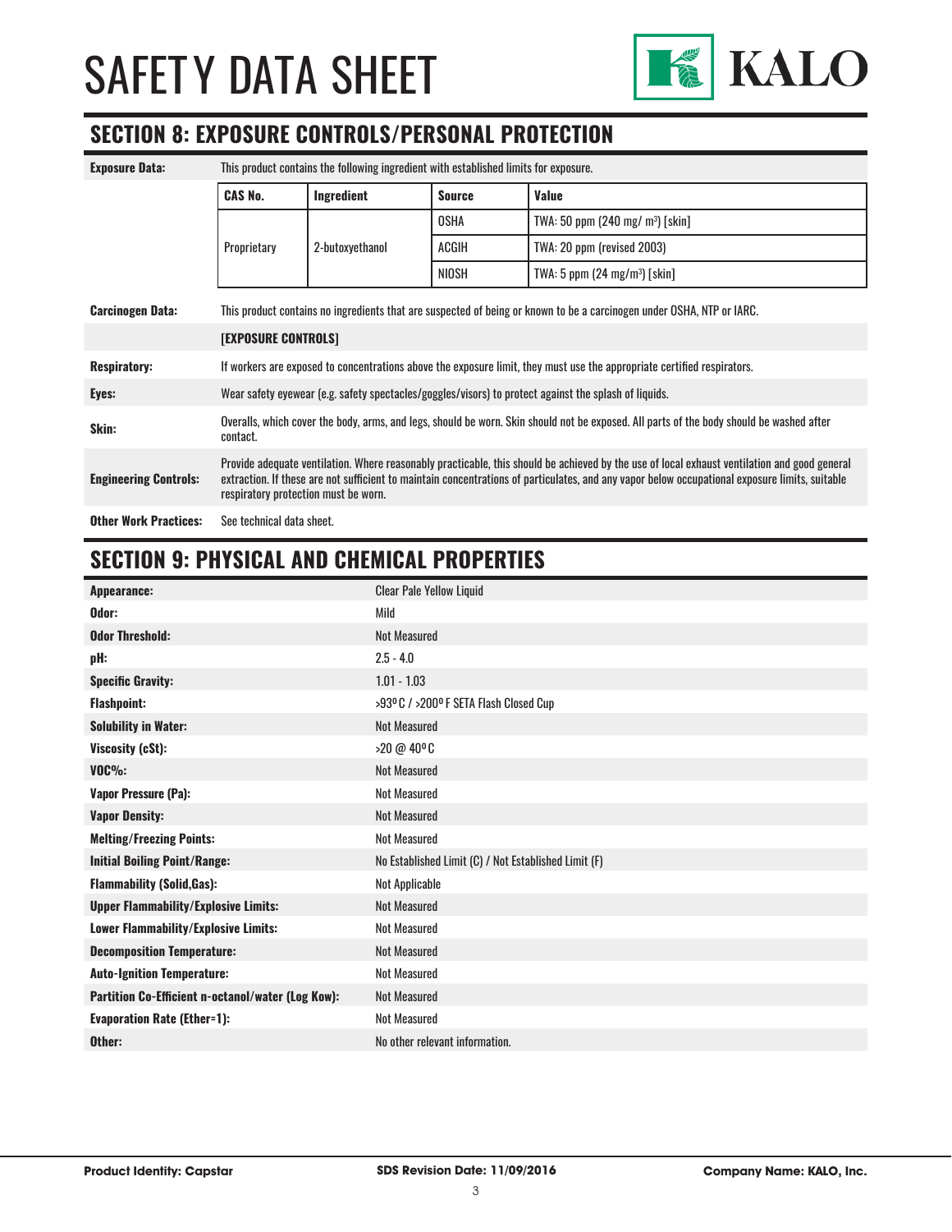# SAFETY DATA SHEET

## SECTION 8: EXPOSURE CONTROLS/PERSONAL PROTECTION

**Exposure Data:** This product contains the following ingredient with established limits for exposure.

| CAS No. | Ingredient | Source | Value |
|---|---|---|---|
| Proprietary | 2-butoxyethanol | OSHA | TWA: 50 ppm (240 mg/ $m^3$) [skin] |
| | | ACGIH | TWA: 20 ppm (revised 2003) |
| | | NIOSH | TWA: 5 ppm (24 mg/$m^3$) [skin] |

**Carcinogen Data:** This product contains no ingredients that are suspected of being or known to be a carcinogen under OSHA, NTP or IARC.

**[EXPOSURE CONTROLS]**

| | |
|---|---|
| **Respiratory:** | If workers are exposed to concentrations above the exposure limit, they must use the appropriate certified respirators. |
| **Eyes:** | Wear safety eyewear (e.g. safety spectacles/goggles/visors) to protect against the splash of liquids. |
| **Skin:** | Overalls, which cover the body, arms, and legs, should be worn. Skin should not be exposed. All parts of the body should be washed after contact. |
| **Engineering Controls:** | Provide adequate ventilation. Where reasonably practicable, this should be achieved by the use of local exhaust ventilation and good general extraction. If these are not sufficient to maintain concentrations of particulates, and any vapor below occupational exposure limits, suitable respiratory protection must be worn. |
| **Other Work Practices:** | See technical data sheet. |

## SECTION 9: PHYSICAL AND CHEMICAL PROPERTIES

| | |
|---|---|
| **Appearance:** | Clear Pale Yellow Liquid |
| **Odor:** | Mild |
| **Odor Threshold:** | Not Measured |
| **pH:** | 2.5 - 4.0 |
| **Specific Gravity:** | 1.01 - 1.03 |
| **Flashpoint:** | >93º C / >200º F SETA Flash Closed Cup |
| **Solubility in Water:** | Not Measured |
| **Viscosity (cSt):** | >20 @ 40º C |
| **VOC%:** | Not Measured |
| **Vapor Pressure (Pa):** | Not Measured |
| **Vapor Density:** | Not Measured |
| **Melting/Freezing Points:** | Not Measured |
| **Initial Boiling Point/Range:** | No Established Limit (C) / Not Established Limit (F) |
| **Flammability (Solid,Gas):** | Not Applicable |
| **Upper Flammability/Explosive Limits:** | Not Measured |
| **Lower Flammability/Explosive Limits:** | Not Measured |
| **Decomposition Temperature:** | Not Measured |
| **Auto-Ignition Temperature:** | Not Measured |
| **Partition Co-Efficient n-octanol/water (Log Kow):** | Not Measured |
| **Evaporation Rate (Ether=1):** | Not Measured |
| **Other:** | No other relevant information. |

**Product Identity: Capstar** | **SDS Revision Date: 11/09/2016** | **Company Name: KALO, Inc.**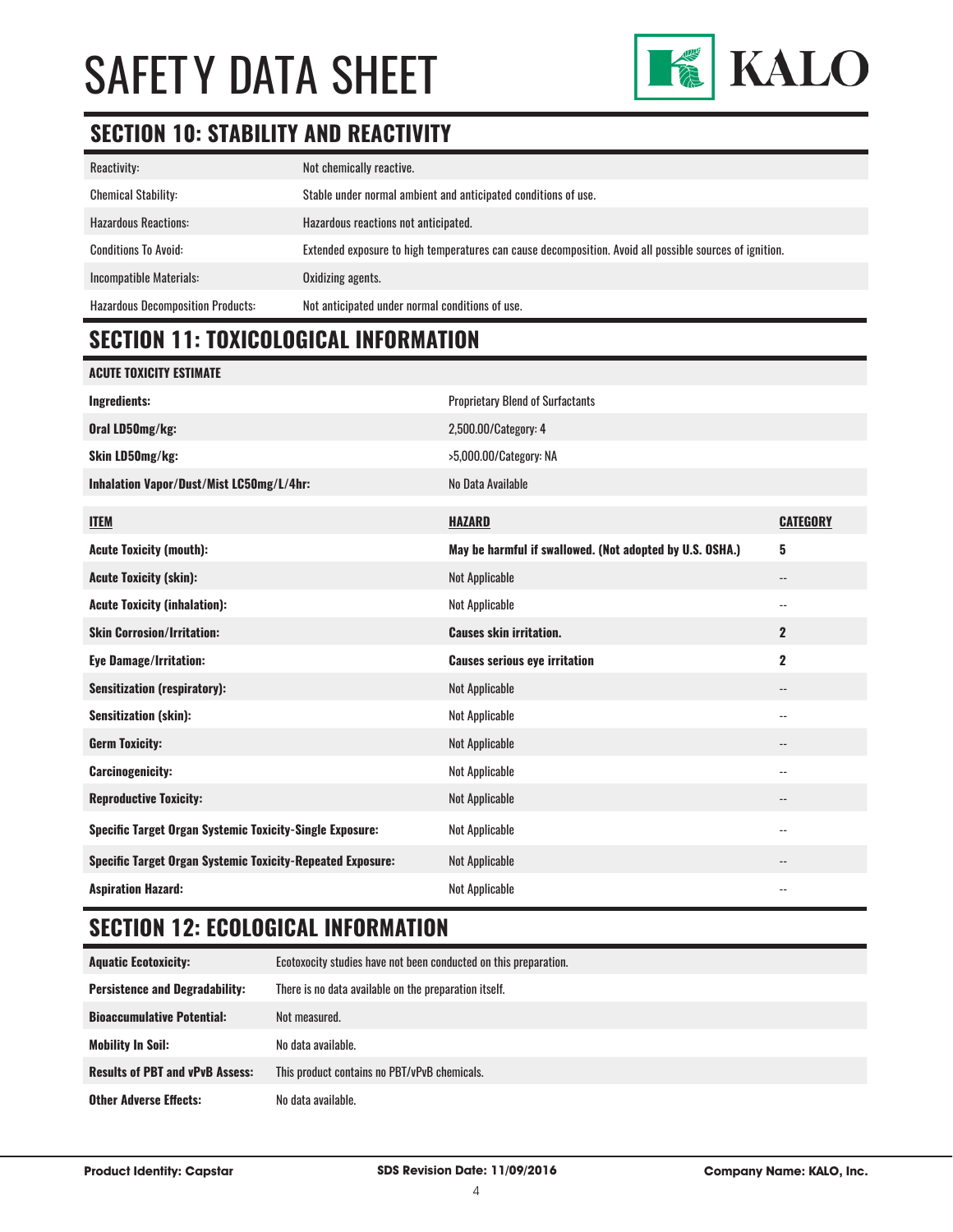## SECTION 10: STABILITY AND REACTIVITY

| | |
|---|---|
| Reactivity: | Not chemically reactive. |
| Chemical Stability: | Stable under normal ambient and anticipated conditions of use. |
| Hazardous Reactions: | Hazardous reactions not anticipated. |
| Conditions To Avoid: | Extended exposure to high temperatures can cause decomposition. Avoid all possible sources of ignition. |
| Incompatible Materials: | Oxidizing agents. |
| Hazardous Decomposition Products: | Not anticipated under normal conditions of use. |

## SECTION 11: TOXICOLOGICAL INFORMATION

**ACUTE TOXICITY ESTIMATE**

| | |
|---|---|
| **Ingredients:** | Proprietary Blend of Surfactants |
| **Oral LD50mg/kg:** | 2,500.00/Category: 4 |
| **Skin LD50mg/kg:** | >5,000.00/Category: NA |
| **Inhalation Vapor/Dust/Mist LC50mg/L/4hr:** | No Data Available |

| **ITEM** | **HAZARD** | **CATEGORY** |
|---|---|---|
| **Acute Toxicity (mouth):** | **May be harmful if swallowed. (Not adopted by U.S. OSHA.)** | **5** |
| **Acute Toxicity (skin):** | Not Applicable | -- |
| **Acute Toxicity (inhalation):** | Not Applicable | -- |
| **Skin Corrosion/Irritation:** | **Causes skin irritation.** | **2** |
| **Eye Damage/Irritation:** | **Causes serious eye irritation** | **2** |
| **Sensitization (respiratory):** | Not Applicable | -- |
| **Sensitization (skin):** | Not Applicable | -- |
| **Germ Toxicity:** | Not Applicable | -- |
| **Carcinogenicity:** | Not Applicable | -- |
| **Reproductive Toxicity:** | Not Applicable | -- |
| **Specific Target Organ Systemic Toxicity-Single Exposure:** | Not Applicable | -- |
| **Specific Target Organ Systemic Toxicity-Repeated Exposure:** | Not Applicable | -- |
| **Aspiration Hazard:** | Not Applicable | -- |

## SECTION 12: ECOLOGICAL INFORMATION

| | |
|---|---|
| **Aquatic Ecotoxicity:** | Ecotoxocity studies have not been conducted on this preparation. |
| **Persistence and Degradability:** | There is no data available on the preparation itself. |
| **Bioaccumulative Potential:** | Not measured. |
| **Mobility In Soil:** | No data available. |
| **Results of PBT and vPvB Assess:** | This product contains no PBT/vPvB chemicals. |
| **Other Adverse Effects:** | No data available. |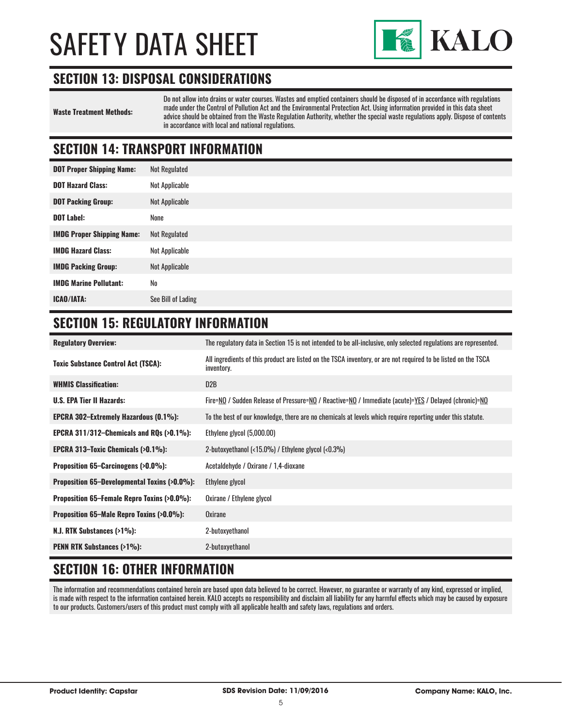# SAFETY DATA SHEET

## SECTION 13: DISPOSAL CONSIDERATIONS

| | |
|---|---|
| **Waste Treatment Methods:** | Do not allow into drains or water courses. Wastes and emptied containers should be disposed of in accordance with regulations made under the Control of Pollution Act and the Environmental Protection Act. Using information provided in this data sheet advice should be obtained from the Waste Regulation Authority, whether the special waste regulations apply. Dispose of contents in accordance with local and national regulations. |

## SECTION 14: TRANSPORT INFORMATION

| | |
|---|---|
| **DOT Proper Shipping Name:** | Not Regulated |
| **DOT Hazard Class:** | Not Applicable |
| **DOT Packing Group:** | Not Applicable |
| **DOT Label:** | None |
| **IMDG Proper Shipping Name:** | Not Regulated |
| **IMDG Hazard Class:** | Not Applicable |
| **IMDG Packing Group:** | Not Applicable |
| **IMDG Marine Pollutant:** | No |
| **ICAO/IATA:** | See Bill of Lading |

## SECTION 15: REGULATORY INFORMATION

| | |
|---|---|
| **Regulatory Overview:** | The regulatory data in Section 15 is not intended to be all-inclusive, only selected regulations are represented. |
| **Toxic Substance Control Act (TSCA):** | All ingredients of this product are listed on the TSCA inventory, or are not required to be listed on the TSCA inventory. |
| **WHMIS Classification:** | D2B |
| **U.S. EPA Tier II Hazards:** | Fire=NO / Sudden Release of Pressure=NO / Reactive=NO / Immediate (acute)=YES / Delayed (chronic)=NO |
| **EPCRA 302–Extremely Hazardous (0.1%):** | To the best of our knowledge, there are no chemicals at levels which require reporting under this statute. |
| **EPCRA 311/312–Chemicals and RQs (>0.1%):** | Ethylene glycol (5,000.00) |
| **EPCRA 313–Toxic Chemicals (>0.1%):** | 2-butoxyethanol (<15.0%) / Ethylene glycol (<0.3%) |
| **Proposition 65–Carcinogens (>0.0%):** | Acetaldehyde / Oxirane / 1,4-dioxane |
| **Proposition 65–Developmental Toxins (>0.0%):** | Ethylene glycol |
| **Proposition 65–Female Repro Toxins (>0.0%):** | Oxirane / Ethylene glycol |
| **Proposition 65–Male Repro Toxins (>0.0%):** | Oxirane |
| **N.J. RTK Substances (>1%):** | 2-butoxyethanol |
| **PENN RTK Substances (>1%):** | 2-butoxyethanol |

## SECTION 16: OTHER INFORMATION

The information and recommendations contained herein are based upon data believed to be correct. However, no guarantee or warranty of any kind, expressed or implied, is made with respect to the information contained herein. KALO accepts no responsibility and disclaim all liability for any harmful effects which may be caused by exposure to our products. Customers/users of this product must comply with all applicable health and safety laws, regulations and orders.

**Product Identity: Capstar** | **SDS Revision Date: 11/09/2016** | **Company Name: KALO, Inc.**